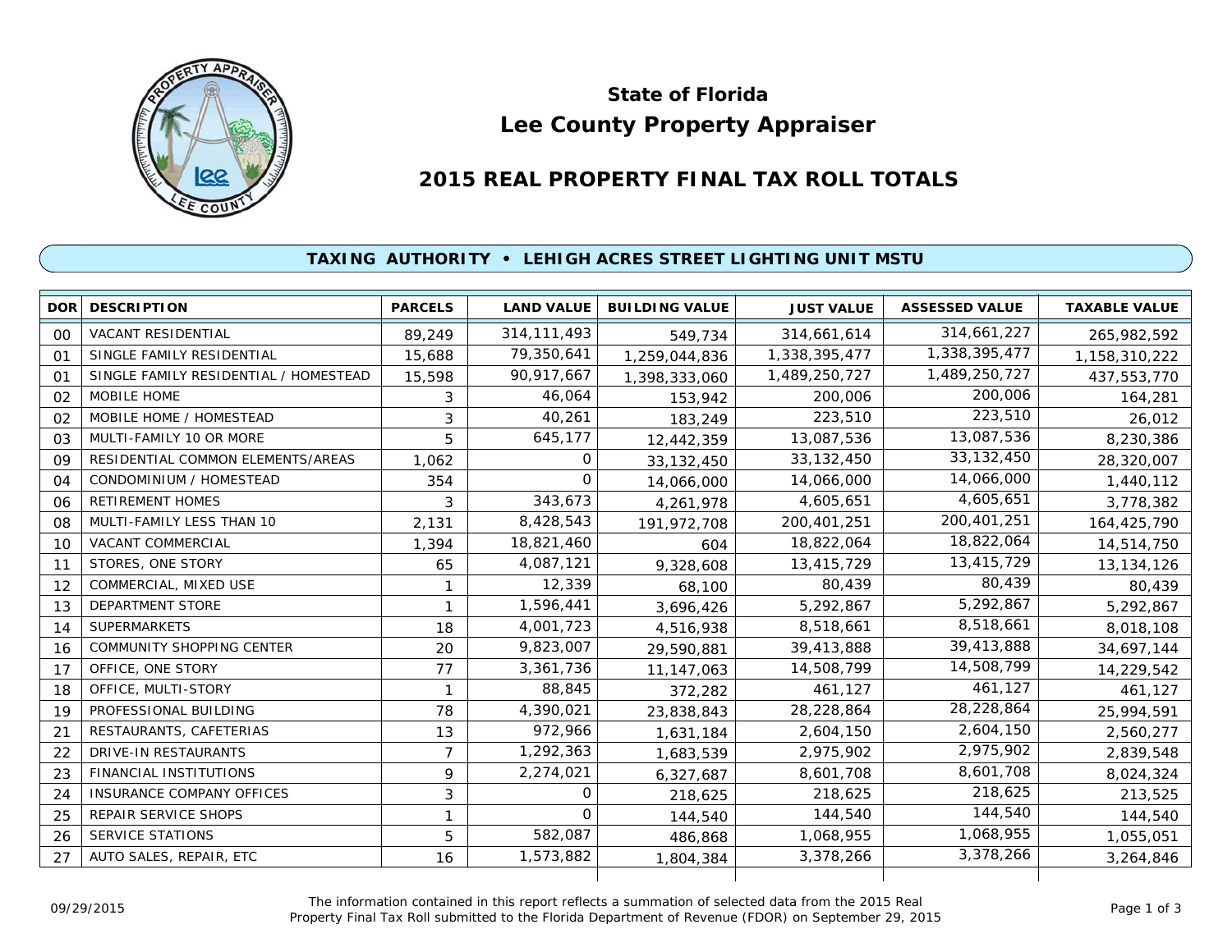# State of Florida
# Lee County Property Appraiser

## 2015 REAL PROPERTY FINAL TAX ROLL TOTALS

### TAXING AUTHORITY • LEHIGH ACRES STREET LIGHTING UNIT MSTU

| DOR | DESCRIPTION | PARCELS | LAND VALUE | BUILDING VALUE | JUST VALUE | ASSESSED VALUE | TAXABLE VALUE |
|---|---|---|---|---|---|---|---|
| 00 | VACANT RESIDENTIAL | 89,249 | 314,111,493 | 549,734 | 314,661,614 | 314,661,227 | 265,982,592 |
| 01 | SINGLE FAMILY RESIDENTIAL | 15,688 | 79,350,641 | 1,259,044,836 | 1,338,395,477 | 1,338,395,477 | 1,158,310,222 |
| 01 | SINGLE FAMILY RESIDENTIAL / HOMESTEAD | 15,598 | 90,917,667 | 1,398,333,060 | 1,489,250,727 | 1,489,250,727 | 437,553,770 |
| 02 | MOBILE HOME | 3 | 46,064 | 153,942 | 200,006 | 200,006 | 164,281 |
| 02 | MOBILE HOME / HOMESTEAD | 3 | 40,261 | 183,249 | 223,510 | 223,510 | 26,012 |
| 03 | MULTI-FAMILY 10 OR MORE | 5 | 645,177 | 12,442,359 | 13,087,536 | 13,087,536 | 8,230,386 |
| 09 | RESIDENTIAL COMMON ELEMENTS/AREAS | 1,062 | 0 | 33,132,450 | 33,132,450 | 33,132,450 | 28,320,007 |
| 04 | CONDOMINIUM / HOMESTEAD | 354 | 0 | 14,066,000 | 14,066,000 | 14,066,000 | 1,440,112 |
| 06 | RETIREMENT HOMES | 3 | 343,673 | 4,261,978 | 4,605,651 | 4,605,651 | 3,778,382 |
| 08 | MULTI-FAMILY LESS THAN 10 | 2,131 | 8,428,543 | 191,972,708 | 200,401,251 | 200,401,251 | 164,425,790 |
| 10 | VACANT COMMERCIAL | 1,394 | 18,821,460 | 604 | 18,822,064 | 18,822,064 | 14,514,750 |
| 11 | STORES, ONE STORY | 65 | 4,087,121 | 9,328,608 | 13,415,729 | 13,415,729 | 13,134,126 |
| 12 | COMMERCIAL, MIXED USE | 1 | 12,339 | 68,100 | 80,439 | 80,439 | 80,439 |
| 13 | DEPARTMENT STORE | 1 | 1,596,441 | 3,696,426 | 5,292,867 | 5,292,867 | 5,292,867 |
| 14 | SUPERMARKETS | 18 | 4,001,723 | 4,516,938 | 8,518,661 | 8,518,661 | 8,018,108 |
| 16 | COMMUNITY SHOPPING CENTER | 20 | 9,823,007 | 29,590,881 | 39,413,888 | 39,413,888 | 34,697,144 |
| 17 | OFFICE, ONE STORY | 77 | 3,361,736 | 11,147,063 | 14,508,799 | 14,508,799 | 14,229,542 |
| 18 | OFFICE, MULTI-STORY | 1 | 88,845 | 372,282 | 461,127 | 461,127 | 461,127 |
| 19 | PROFESSIONAL BUILDING | 78 | 4,390,021 | 23,838,843 | 28,228,864 | 28,228,864 | 25,994,591 |
| 21 | RESTAURANTS, CAFETERIAS | 13 | 972,966 | 1,631,184 | 2,604,150 | 2,604,150 | 2,560,277 |
| 22 | DRIVE-IN RESTAURANTS | 7 | 1,292,363 | 1,683,539 | 2,975,902 | 2,975,902 | 2,839,548 |
| 23 | FINANCIAL INSTITUTIONS | 9 | 2,274,021 | 6,327,687 | 8,601,708 | 8,601,708 | 8,024,324 |
| 24 | INSURANCE COMPANY OFFICES | 3 | 0 | 218,625 | 218,625 | 218,625 | 213,525 |
| 25 | REPAIR SERVICE SHOPS | 1 | 0 | 144,540 | 144,540 | 144,540 | 144,540 |
| 26 | SERVICE STATIONS | 5 | 582,087 | 486,868 | 1,068,955 | 1,068,955 | 1,055,051 |
| 27 | AUTO SALES, REPAIR, ETC | 16 | 1,573,882 | 1,804,384 | 3,378,266 | 3,378,266 | 3,264,846 |

09/29/2015

The information contained in this report reflects a summation of selected data from the 2015 Real Property Final Tax Roll submitted to the Florida Department of Revenue (FDOR) on September 29, 2015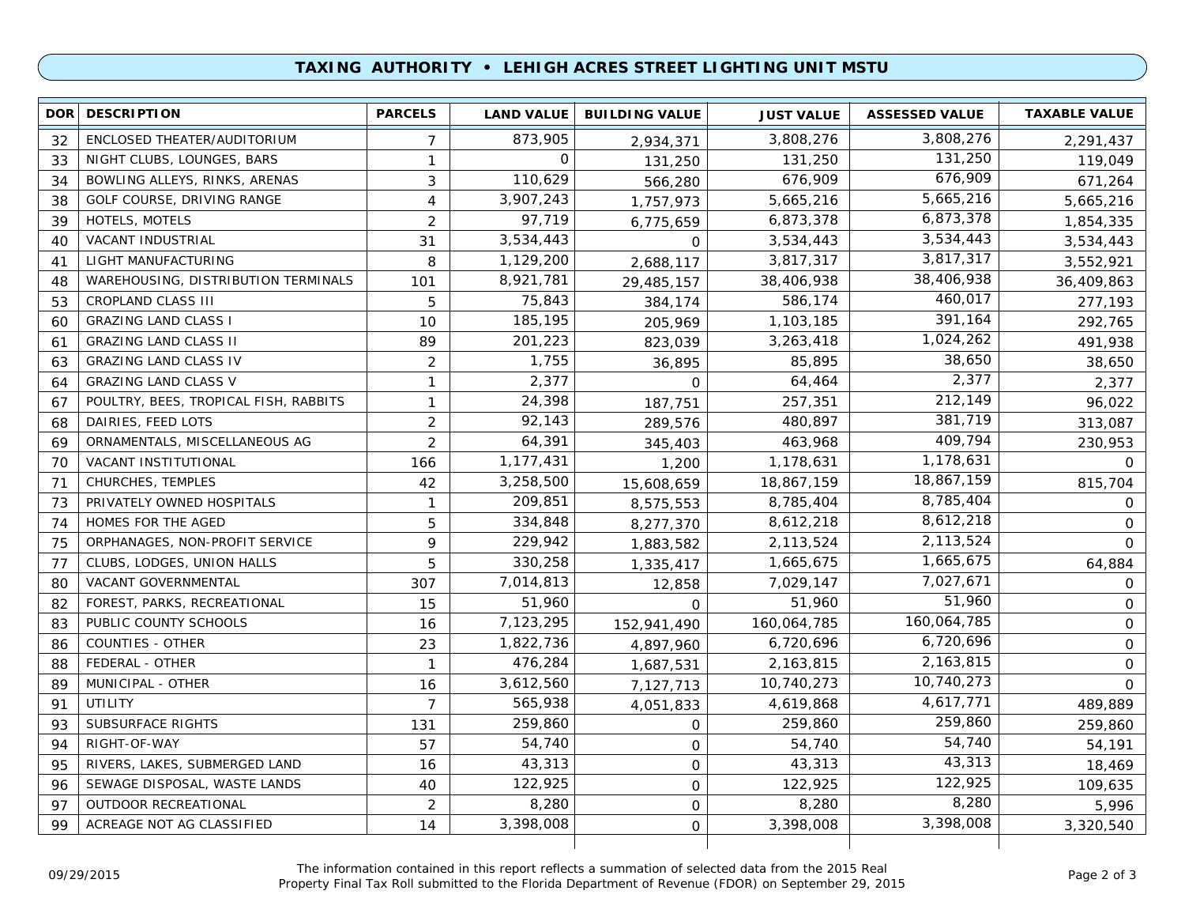## TAXING AUTHORITY • LEHIGH ACRES STREET LIGHTING UNIT MSTU

| DOR | DESCRIPTION | PARCELS | LAND VALUE | BUILDING VALUE | JUST VALUE | ASSESSED VALUE | TAXABLE VALUE |
|---|---|---|---|---|---|---|---|
| 32 | ENCLOSED THEATER/AUDITORIUM | 7 | 873,905 | 2,934,371 | 3,808,276 | 3,808,276 | 2,291,437 |
| 33 | NIGHT CLUBS, LOUNGES, BARS | 1 | 0 | 131,250 | 131,250 | 131,250 | 119,049 |
| 34 | BOWLING ALLEYS, RINKS, ARENAS | 3 | 110,629 | 566,280 | 676,909 | 676,909 | 671,264 |
| 38 | GOLF COURSE, DRIVING RANGE | 4 | 3,907,243 | 1,757,973 | 5,665,216 | 5,665,216 | 5,665,216 |
| 39 | HOTELS, MOTELS | 2 | 97,719 | 6,775,659 | 6,873,378 | 6,873,378 | 1,854,335 |
| 40 | VACANT INDUSTRIAL | 31 | 3,534,443 | 0 | 3,534,443 | 3,534,443 | 3,534,443 |
| 41 | LIGHT MANUFACTURING | 8 | 1,129,200 | 2,688,117 | 3,817,317 | 3,817,317 | 3,552,921 |
| 48 | WAREHOUSING, DISTRIBUTION TERMINALS | 101 | 8,921,781 | 29,485,157 | 38,406,938 | 38,406,938 | 36,409,863 |
| 53 | CROPLAND CLASS III | 5 | 75,843 | 384,174 | 586,174 | 460,017 | 277,193 |
| 60 | GRAZING LAND CLASS I | 10 | 185,195 | 205,969 | 1,103,185 | 391,164 | 292,765 |
| 61 | GRAZING LAND CLASS II | 89 | 201,223 | 823,039 | 3,263,418 | 1,024,262 | 491,938 |
| 63 | GRAZING LAND CLASS IV | 2 | 1,755 | 36,895 | 85,895 | 38,650 | 38,650 |
| 64 | GRAZING LAND CLASS V | 1 | 2,377 | 0 | 64,464 | 2,377 | 2,377 |
| 67 | POULTRY, BEES, TROPICAL FISH, RABBITS | 1 | 24,398 | 187,751 | 257,351 | 212,149 | 96,022 |
| 68 | DAIRIES, FEED LOTS | 2 | 92,143 | 289,576 | 480,897 | 381,719 | 313,087 |
| 69 | ORNAMENTALS, MISCELLANEOUS AG | 2 | 64,391 | 345,403 | 463,968 | 409,794 | 230,953 |
| 70 | VACANT INSTITUTIONAL | 166 | 1,177,431 | 1,200 | 1,178,631 | 1,178,631 | 0 |
| 71 | CHURCHES, TEMPLES | 42 | 3,258,500 | 15,608,659 | 18,867,159 | 18,867,159 | 815,704 |
| 73 | PRIVATELY OWNED HOSPITALS | 1 | 209,851 | 8,575,553 | 8,785,404 | 8,785,404 | 0 |
| 74 | HOMES FOR THE AGED | 5 | 334,848 | 8,277,370 | 8,612,218 | 8,612,218 | 0 |
| 75 | ORPHANAGES, NON-PROFIT SERVICE | 9 | 229,942 | 1,883,582 | 2,113,524 | 2,113,524 | 0 |
| 77 | CLUBS, LODGES, UNION HALLS | 5 | 330,258 | 1,335,417 | 1,665,675 | 1,665,675 | 64,884 |
| 80 | VACANT GOVERNMENTAL | 307 | 7,014,813 | 12,858 | 7,029,147 | 7,027,671 | 0 |
| 82 | FOREST, PARKS, RECREATIONAL | 15 | 51,960 | 0 | 51,960 | 51,960 | 0 |
| 83 | PUBLIC COUNTY SCHOOLS | 16 | 7,123,295 | 152,941,490 | 160,064,785 | 160,064,785 | 0 |
| 86 | COUNTIES - OTHER | 23 | 1,822,736 | 4,897,960 | 6,720,696 | 6,720,696 | 0 |
| 88 | FEDERAL - OTHER | 1 | 476,284 | 1,687,531 | 2,163,815 | 2,163,815 | 0 |
| 89 | MUNICIPAL - OTHER | 16 | 3,612,560 | 7,127,713 | 10,740,273 | 10,740,273 | 0 |
| 91 | UTILITY | 7 | 565,938 | 4,051,833 | 4,619,868 | 4,617,771 | 489,889 |
| 93 | SUBSURFACE RIGHTS | 131 | 259,860 | 0 | 259,860 | 259,860 | 259,860 |
| 94 | RIGHT-OF-WAY | 57 | 54,740 | 0 | 54,740 | 54,740 | 54,191 |
| 95 | RIVERS, LAKES, SUBMERGED LAND | 16 | 43,313 | 0 | 43,313 | 43,313 | 18,469 |
| 96 | SEWAGE DISPOSAL, WASTE LANDS | 40 | 122,925 | 0 | 122,925 | 122,925 | 109,635 |
| 97 | OUTDOOR RECREATIONAL | 2 | 8,280 | 0 | 8,280 | 8,280 | 5,996 |
| 99 | ACREAGE NOT AG CLASSIFIED | 14 | 3,398,008 | 0 | 3,398,008 | 3,398,008 | 3,320,540 |

09/29/2015

The information contained in this report reflects a summation of selected data from the 2015 Real Property Final Tax Roll submitted to the Florida Department of Revenue (FDOR) on September 29, 2015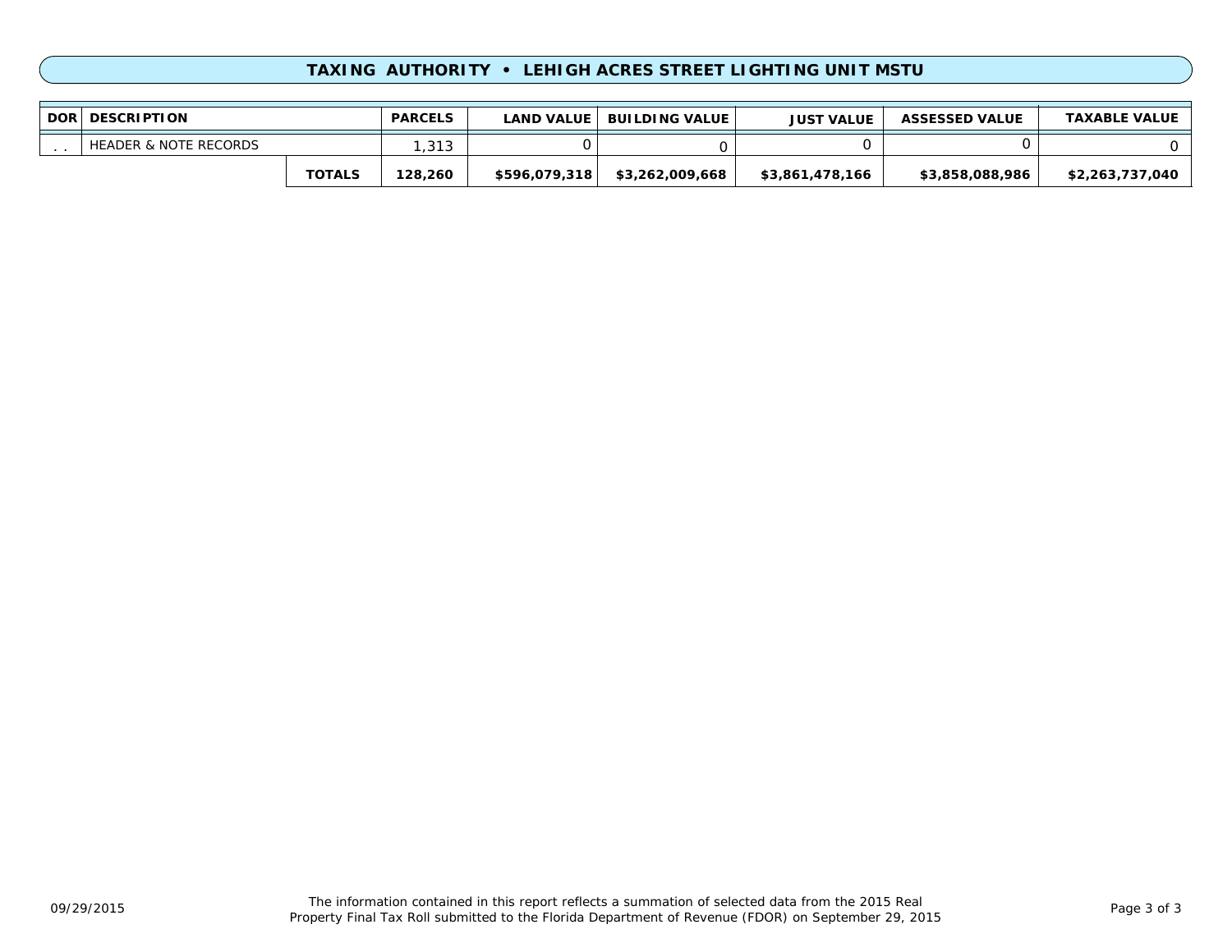## TAXING AUTHORITY • LEHIGH ACRES STREET LIGHTING UNIT MSTU

| DOR | DESCRIPTION | | PARCELS | LAND VALUE | BUILDING VALUE | JUST VALUE | ASSESSED VALUE | TAXABLE VALUE |
|---|---|---|---|---|---|---|---|---|
| . . | HEADER & NOTE RECORDS | | 1,313 | 0 | 0 | 0 | 0 | 0 |
| | | **TOTALS** | **128,260** | **$596,079,318** | **$3,262,009,668** | **$3,861,478,166** | **$3,858,088,986** | **$2,263,737,040** |

09/29/2015

*The information contained in this report reflects a summation of selected data from the 2015 Real Property Final Tax Roll submitted to the Florida Department of Revenue (FDOR) on September 29, 2015*